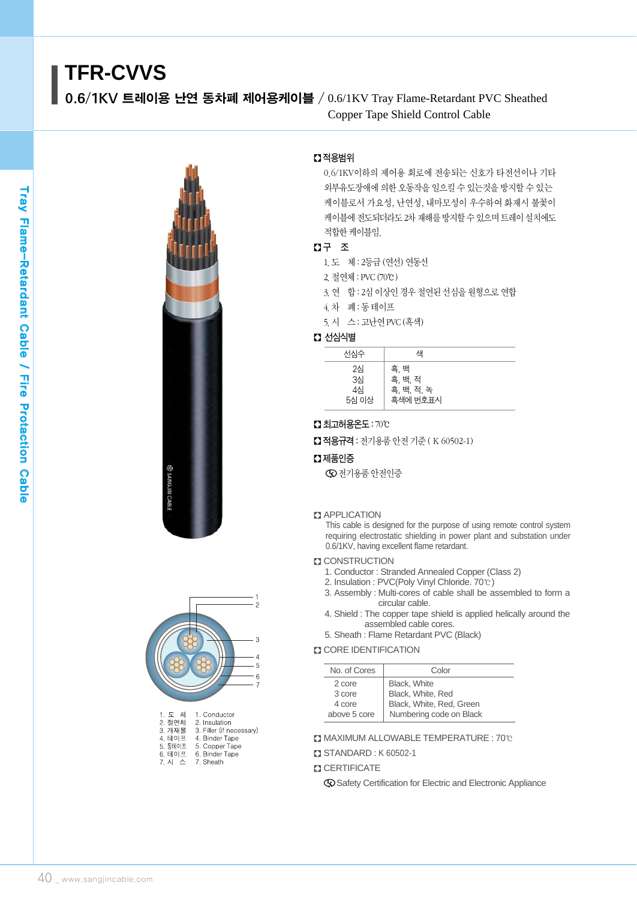# TFR-CVVS

## 0.6/1KV 트레이용 난연 동차폐 제어용케이블 / 0.6/1KV Tray Flame-Retardant PVC Sheathed Copper Tape Shield Control Cable

Tray Flame-Retardant Cable / Fire Protaction Cable

**적용범위**

0.6/1KV이하의 제어용 회로에 전송되는 신호가 타전선이나 기타 외부유도장애에 의한 오동작을 일으킬 수 있는것을 방지할 수 있는 케이블로서 가요성, 난연성, 내마모성이 우수하여 화재시 불꽃이 케이블에 전도되더라도 2차 재해를 방지할 수 있으며 트레이 설치에도 적합한 케이블임.

**구　조**

1. 도　체 : 2등급 (연선) 연동선
2. 절연체 : PVC (70℃)
3. 연　합 : 2심 이상인 경우 절연된 선심을 원형으로 연합
4. 차　폐 : 동 테이프
5. 시　스 : 고난연 PVC (흑색)

**선심식별**

| 선심수 | 색 |
|---|---|
| 2심<br>3심<br>4심<br>5심 이상 | 흑, 백<br>흑, 백, 적<br>흑, 백, 적, 녹<br>흑색에 번호표시 |

**최고허용온도** : 70℃

**적용규격** : 전기용품 안전 기준 ( K 60502-1)

**제품인증**

전기용품 안전인증

1. 도　체 　1. Conductor
2. 절연체 　2. Insulation
3. 개재물 　3. Filler (if necessary)
4. 테이프 　4. Binder Tape
5. 동테이프 　5. Copper Tape
6. 테이프 　6. Binder Tape
7. 시　스 　7. Sheath

**APPLICATION**

This cable is designed for the purpose of using remote control system requiring electrostatic shielding in power plant and substation under 0.6/1KV, having excellent flame retardant.

**CONSTRUCTION**

1. Conductor : Stranded Annealed Copper (Class 2)
2. Insulation : PVC(Poly Vinyl Chloride. 70℃)
3. Assembly : Multi-cores of cable shall be assembled to form a circular cable.
4. Shield : The copper tape shield is applied helically around the assembled cable cores.
5. Sheath : Flame Retardant PVC (Black)

**CORE IDENTIFICATION**

| No. of Cores | Color |
|---|---|
| 2 core<br>3 core<br>4 core<br>above 5 core | Black, White<br>Black, White, Red<br>Black, White, Red, Green<br>Numbering code on Black |

**MAXIMUM ALLOWABLE TEMPERATURE** : 70℃

**STANDARD** : K 60502-1

**CERTIFICATE**

Safety Certification for Electric and Electronic Appliance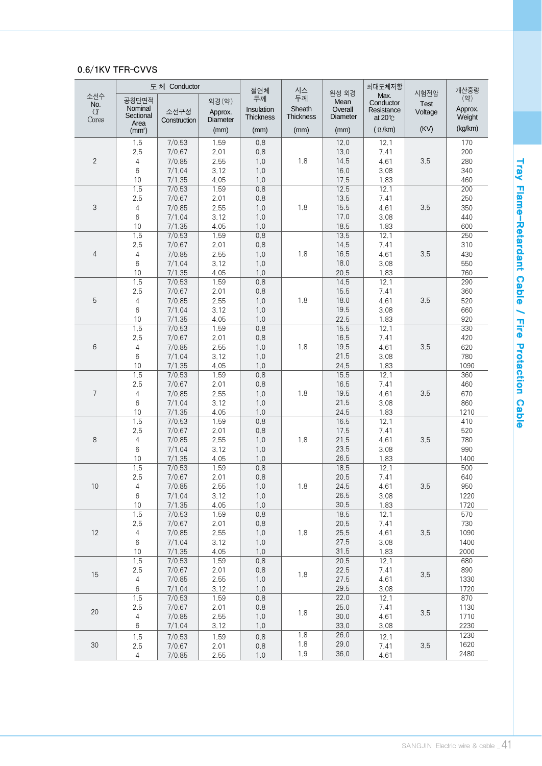## 0.6/1KV TFR-CVVS

| 소선수 No. Of Cores | 도 체 Conductor | | | 절연체 두께 Insulation Thickness (mm) | 시스 두께 Sheath Thickness (mm) | 완성 외경 Mean Overall Diameter (mm) | 최대도체저항 Max. Conductor Resistance at 20℃ (Ω/km) | 시험전압 Test Voltage (KV) | 개산중량(약) Approx. Weight (kg/km) |
|---|---|---|---|---|---|---|---|---|---|
| | 공칭단면적 Nominal Sectional Area (mm²) | 소선구성 Construction | 외경(약) Approx. Diameter (mm) | | | | | | |
| 2 | 1.5 | 7/0.53 | 1.59 | 0.8 | 1.8 | 12.0 | 12.1 | 3.5 | 170 |
| | 2.5 | 7/0.67 | 2.01 | 0.8 | | 13.0 | 7.41 | | 200 |
| | 4 | 7/0.85 | 2.55 | 1.0 | | 14.5 | 4.61 | | 280 |
| | 6 | 7/1.04 | 3.12 | 1.0 | | 16.0 | 3.08 | | 340 |
| | 10 | 7/1.35 | 4.05 | 1.0 | | 17.5 | 1.83 | | 460 |
| 3 | 1.5 | 7/0.53 | 1.59 | 0.8 | 1.8 | 12.5 | 12.1 | 3.5 | 200 |
| | 2.5 | 7/0.67 | 2.01 | 0.8 | | 13.5 | 7.41 | | 250 |
| | 4 | 7/0.85 | 2.55 | 1.0 | | 15.5 | 4.61 | | 350 |
| | 6 | 7/1.04 | 3.12 | 1.0 | | 17.0 | 3.08 | | 440 |
| | 10 | 7/1.35 | 4.05 | 1.0 | | 18.5 | 1.83 | | 600 |
| 4 | 1.5 | 7/0.53 | 1.59 | 0.8 | 1.8 | 13.5 | 12.1 | 3.5 | 250 |
| | 2.5 | 7/0.67 | 2.01 | 0.8 | | 14.5 | 7.41 | | 310 |
| | 4 | 7/0.85 | 2.55 | 1.0 | | 16.5 | 4.61 | | 430 |
| | 6 | 7/1.04 | 3.12 | 1.0 | | 18.0 | 3.08 | | 550 |
| | 10 | 7/1.35 | 4.05 | 1.0 | | 20.5 | 1.83 | | 760 |
| 5 | 1.5 | 7/0.53 | 1.59 | 0.8 | 1.8 | 14.5 | 12.1 | 3.5 | 290 |
| | 2.5 | 7/0.67 | 2.01 | 0.8 | | 15.5 | 7.41 | | 360 |
| | 4 | 7/0.85 | 2.55 | 1.0 | | 18.0 | 4.61 | | 520 |
| | 6 | 7/1.04 | 3.12 | 1.0 | | 19.5 | 3.08 | | 660 |
| | 10 | 7/1.35 | 4.05 | 1.0 | | 22.5 | 1.83 | | 920 |
| 6 | 1.5 | 7/0.53 | 1.59 | 0.8 | 1.8 | 15.5 | 12.1 | 3.5 | 330 |
| | 2.5 | 7/0.67 | 2.01 | 0.8 | | 16.5 | 7.41 | | 420 |
| | 4 | 7/0.85 | 2.55 | 1.0 | | 19.5 | 4.61 | | 620 |
| | 6 | 7/1.04 | 3.12 | 1.0 | | 21.5 | 3.08 | | 780 |
| | 10 | 7/1.35 | 4.05 | 1.0 | | 24.5 | 1.83 | | 1090 |
| 7 | 1.5 | 7/0.53 | 1.59 | 0.8 | 1.8 | 15.5 | 12.1 | 3.5 | 360 |
| | 2.5 | 7/0.67 | 2.01 | 0.8 | | 16.5 | 7.41 | | 460 |
| | 4 | 7/0.85 | 2.55 | 1.0 | | 19.5 | 4.61 | | 670 |
| | 6 | 7/1.04 | 3.12 | 1.0 | | 21.5 | 3.08 | | 860 |
| | 10 | 7/1.35 | 4.05 | 1.0 | | 24.5 | 1.83 | | 1210 |
| 8 | 1.5 | 7/0.53 | 1.59 | 0.8 | 1.8 | 16.5 | 12.1 | 3.5 | 410 |
| | 2.5 | 7/0.67 | 2.01 | 0.8 | | 17.5 | 7.41 | | 520 |
| | 4 | 7/0.85 | 2.55 | 1.0 | | 21.5 | 4.61 | | 780 |
| | 6 | 7/1.04 | 3.12 | 1.0 | | 23.5 | 3.08 | | 990 |
| | 10 | 7/1.35 | 4.05 | 1.0 | | 26.5 | 1.83 | | 1400 |
| 10 | 1.5 | 7/0.53 | 1.59 | 0.8 | 1.8 | 18.5 | 12.1 | 3.5 | 500 |
| | 2.5 | 7/0.67 | 2.01 | 0.8 | | 20.5 | 7.41 | | 640 |
| | 4 | 7/0.85 | 2.55 | 1.0 | | 24.5 | 4.61 | | 950 |
| | 6 | 7/1.04 | 3.12 | 1.0 | | 26.5 | 3.08 | | 1220 |
| | 10 | 7/1.35 | 4.05 | 1.0 | | 30.5 | 1.83 | | 1720 |
| 12 | 1.5 | 7/0.53 | 1.59 | 0.8 | 1.8 | 18.5 | 12.1 | 3.5 | 570 |
| | 2.5 | 7/0.67 | 2.01 | 0.8 | | 20.5 | 7.41 | | 730 |
| | 4 | 7/0.85 | 2.55 | 1.0 | | 25.5 | 4.61 | | 1090 |
| | 6 | 7/1.04 | 3.12 | 1.0 | | 27.5 | 3.08 | | 1400 |
| | 10 | 7/1.35 | 4.05 | 1.0 | | 31.5 | 1.83 | | 2000 |
| 15 | 1.5 | 7/0.53 | 1.59 | 0.8 | 1.8 | 20.5 | 12.1 | 3.5 | 680 |
| | 2.5 | 7/0.67 | 2.01 | 0.8 | | 22.5 | 7.41 | | 890 |
| | 4 | 7/0.85 | 2.55 | 1.0 | | 27.5 | 4.61 | | 1330 |
| | 6 | 7/1.04 | 3.12 | 1.0 | | 29.5 | 3.08 | | 1720 |
| 20 | 1.5 | 7/0.53 | 1.59 | 0.8 | 1.8 | 22.0 | 12.1 | 3.5 | 870 |
| | 2.5 | 7/0.67 | 2.01 | 0.8 | | 25.0 | 7.41 | | 1130 |
| | 4 | 7/0.85 | 2.55 | 1.0 | | 30.0 | 4.61 | | 1710 |
| | 6 | 7/1.04 | 3.12 | 1.0 | | 33.0 | 3.08 | | 2230 |
| 30 | 1.5 | 7/0.53 | 1.59 | 0.8 | 1.8 | 26.0 | 12.1 | 3.5 | 1230 |
| | 2.5 | 7/0.67 | 2.01 | 0.8 | 1.8 | 29.0 | 7.41 | | 1620 |
| | 4 | 7/0.85 | 2.55 | 1.0 | 1.9 | 36.0 | 4.61 | | 2480 |

Tray Flame-Retardant Cable / Fire Protaction Cable